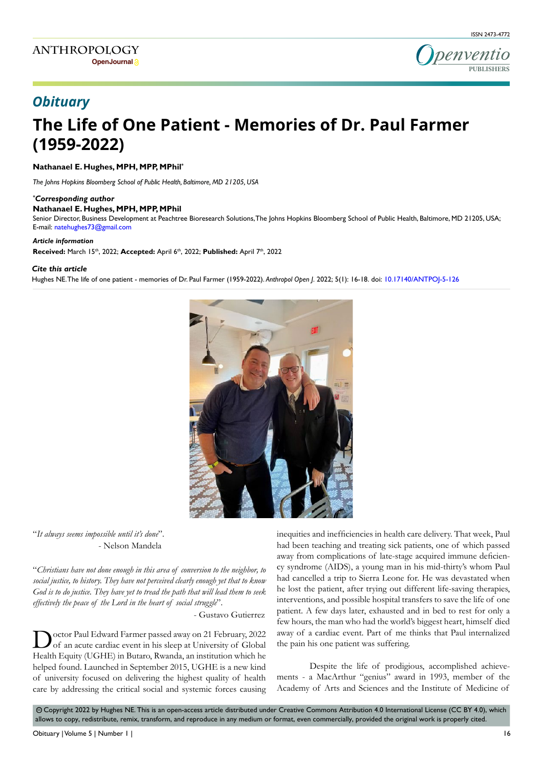## Obituary

# The Life of One Patient - Memories of Dr. Paul Farmer (1959-2022)

**Nathanael E. Hughes, MPH, MPP, MPhil***

*The Johns Hopkins Bloomberg School of Public Health, Baltimore, MD 21205, USA*

***Corresponding author**
**Nathanael E. Hughes, MPH, MPP, MPhil**
Senior Director, Business Development at Peachtree Bioresearch Solutions, The Johns Hopkins Bloomberg School of Public Health, Baltimore, MD 21205, USA; E-mail: natehughes73@gmail.com

***Article information***
**Received:** March 15th, 2022; **Accepted:** April 6th, 2022; **Published:** April 7th, 2022

***Cite this article***
Hughes NE. The life of one patient - memories of Dr. Paul Farmer (1959-2022). *Anthropol Open J*. 2022; 5(1): 16-18. doi: 10.17140/ANTPOJ-5-126

"*It always seems impossible until it's done*".
- Nelson Mandela

"*Christians have not done enough in this area of conversion to the neighbor, to social justice, to history. They have not perceived clearly enough yet that to know God is to do justice. They have yet to tread the path that will lead them to seek effectively the peace of the Lord in the heart of social struggle*".
- Gustavo Gutierrez

Doctor Paul Edward Farmer passed away on 21 February, 2022 of an acute cardiac event in his sleep at University of Global Health Equity (UGHE) in Butaro, Rwanda, an institution which he helped found. Launched in September 2015, UGHE is a new kind of university focused on delivering the highest quality of health care by addressing the critical social and systemic forces causing inequities and inefficiencies in health care delivery. That week, Paul had been teaching and treating sick patients, one of which passed away from complications of late-stage acquired immune deficiency syndrome (AIDS), a young man in his mid-thirty's whom Paul had cancelled a trip to Sierra Leone for. He was devastated when he lost the patient, after trying out different life-saving therapies, interventions, and possible hospital transfers to save the life of one patient. A few days later, exhausted and in bed to rest for only a few hours, the man who had the world's biggest heart, himself died away of a cardiac event. Part of me thinks that Paul internalized the pain his one patient was suffering.

Despite the life of prodigious, accomplished achievements - a MacArthur "genius" award in 1993, member of the Academy of Arts and Sciences and the Institute of Medicine of

© Copyright 2022 by Hughes NE. This is an open-access article distributed under Creative Commons Attribution 4.0 International License (CC BY 4.0), which allows to copy, redistribute, remix, transform, and reproduce in any medium or format, even commercially, provided the original work is properly cited.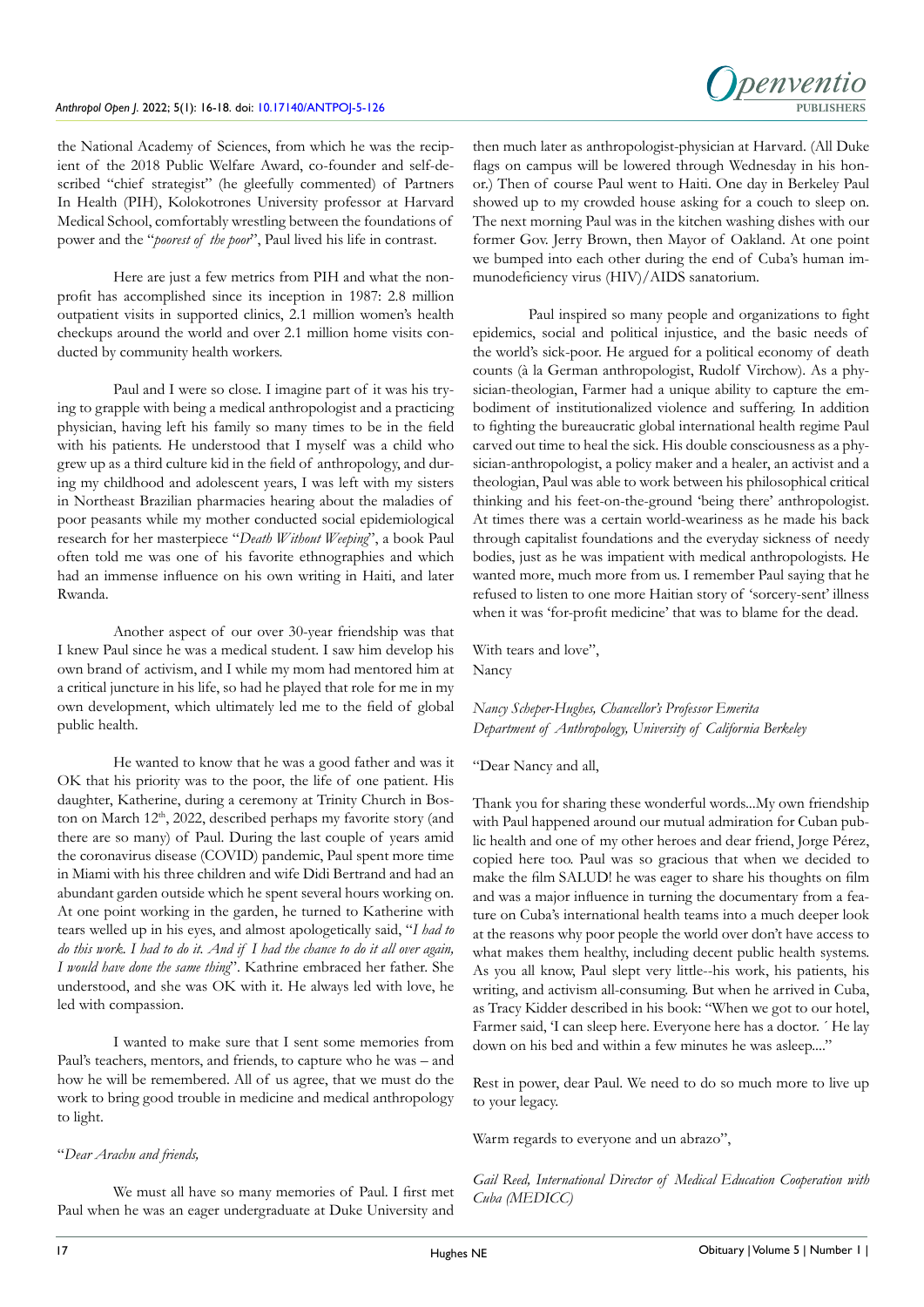the National Academy of Sciences, from which he was the recipient of the 2018 Public Welfare Award, co-founder and self-described "chief strategist" (he gleefully commented) of Partners In Health (PIH), Kolokotrones University professor at Harvard Medical School, comfortably wrestling between the foundations of power and the "*poorest of the poor*", Paul lived his life in contrast.

Here are just a few metrics from PIH and what the nonprofit has accomplished since its inception in 1987: 2.8 million outpatient visits in supported clinics, 2.1 million women's health checkups around the world and over 2.1 million home visits conducted by community health workers.

Paul and I were so close. I imagine part of it was his trying to grapple with being a medical anthropologist and a practicing physician, having left his family so many times to be in the field with his patients. He understood that I myself was a child who grew up as a third culture kid in the field of anthropology, and during my childhood and adolescent years, I was left with my sisters in Northeast Brazilian pharmacies hearing about the maladies of poor peasants while my mother conducted social epidemiological research for her masterpiece "*Death Without Weeping*", a book Paul often told me was one of his favorite ethnographies and which had an immense influence on his own writing in Haiti, and later Rwanda.

Another aspect of our over 30-year friendship was that I knew Paul since he was a medical student. I saw him develop his own brand of activism, and I while my mom had mentored him at a critical juncture in his life, so had he played that role for me in my own development, which ultimately led me to the field of global public health.

He wanted to know that he was a good father and was it OK that his priority was to the poor, the life of one patient. His daughter, Katherine, during a ceremony at Trinity Church in Boston on March 12th, 2022, described perhaps my favorite story (and there are so many) of Paul. During the last couple of years amid the coronavirus disease (COVID) pandemic, Paul spent more time in Miami with his three children and wife Didi Bertrand and had an abundant garden outside which he spent several hours working on. At one point working in the garden, he turned to Katherine with tears welled up in his eyes, and almost apologetically said, "*I had to do this work. I had to do it. And if I had the chance to do it all over again, I would have done the same thing*". Kathrine embraced her father. She understood, and she was OK with it. He always led with love, he led with compassion.

I wanted to make sure that I sent some memories from Paul's teachers, mentors, and friends, to capture who he was – and how he will be remembered. All of us agree, that we must do the work to bring good trouble in medicine and medical anthropology to light.

"*Dear Arachu and friends,*

We must all have so many memories of Paul. I first met Paul when he was an eager undergraduate at Duke University and then much later as anthropologist-physician at Harvard. (All Duke flags on campus will be lowered through Wednesday in his honor.) Then of course Paul went to Haiti. One day in Berkeley Paul showed up to my crowded house asking for a couch to sleep on. The next morning Paul was in the kitchen washing dishes with our former Gov. Jerry Brown, then Mayor of Oakland. At one point we bumped into each other during the end of Cuba's human immunodeficiency virus (HIV)/AIDS sanatorium.

Paul inspired so many people and organizations to fight epidemics, social and political injustice, and the basic needs of the world's sick-poor. He argued for a political economy of death counts (à la German anthropologist, Rudolf Virchow). As a physician-theologian, Farmer had a unique ability to capture the embodiment of institutionalized violence and suffering. In addition to fighting the bureaucratic global international health regime Paul carved out time to heal the sick. His double consciousness as a physician-anthropologist, a policy maker and a healer, an activist and a theologian, Paul was able to work between his philosophical critical thinking and his feet-on-the-ground 'being there' anthropologist. At times there was a certain world-weariness as he made his back through capitalist foundations and the everyday sickness of needy bodies, just as he was impatient with medical anthropologists. He wanted more, much more from us. I remember Paul saying that he refused to listen to one more Haitian story of 'sorcery-sent' illness when it was 'for-profit medicine' that was to blame for the dead.

With tears and love",
Nancy

*Nancy Scheper-Hughes, Chancellor's Professor Emerita*
*Department of Anthropology, University of California Berkeley*

"Dear Nancy and all,

Thank you for sharing these wonderful words...My own friendship with Paul happened around our mutual admiration for Cuban public health and one of my other heroes and dear friend, Jorge Pérez, copied here too. Paul was so gracious that when we decided to make the film SALUD! he was eager to share his thoughts on film and was a major influence in turning the documentary from a feature on Cuba's international health teams into a much deeper look at the reasons why poor people the world over don't have access to what makes them healthy, including decent public health systems. As you all know, Paul slept very little--his work, his patients, his writing, and activism all-consuming. But when he arrived in Cuba, as Tracy Kidder described in his book: "When we got to our hotel, Farmer said, 'I can sleep here. Everyone here has a doctor. ´ He lay down on his bed and within a few minutes he was asleep...."

Rest in power, dear Paul. We need to do so much more to live up to your legacy.

Warm regards to everyone and un abrazo",

*Gail Reed, International Director of Medical Education Cooperation with Cuba (MEDICC)*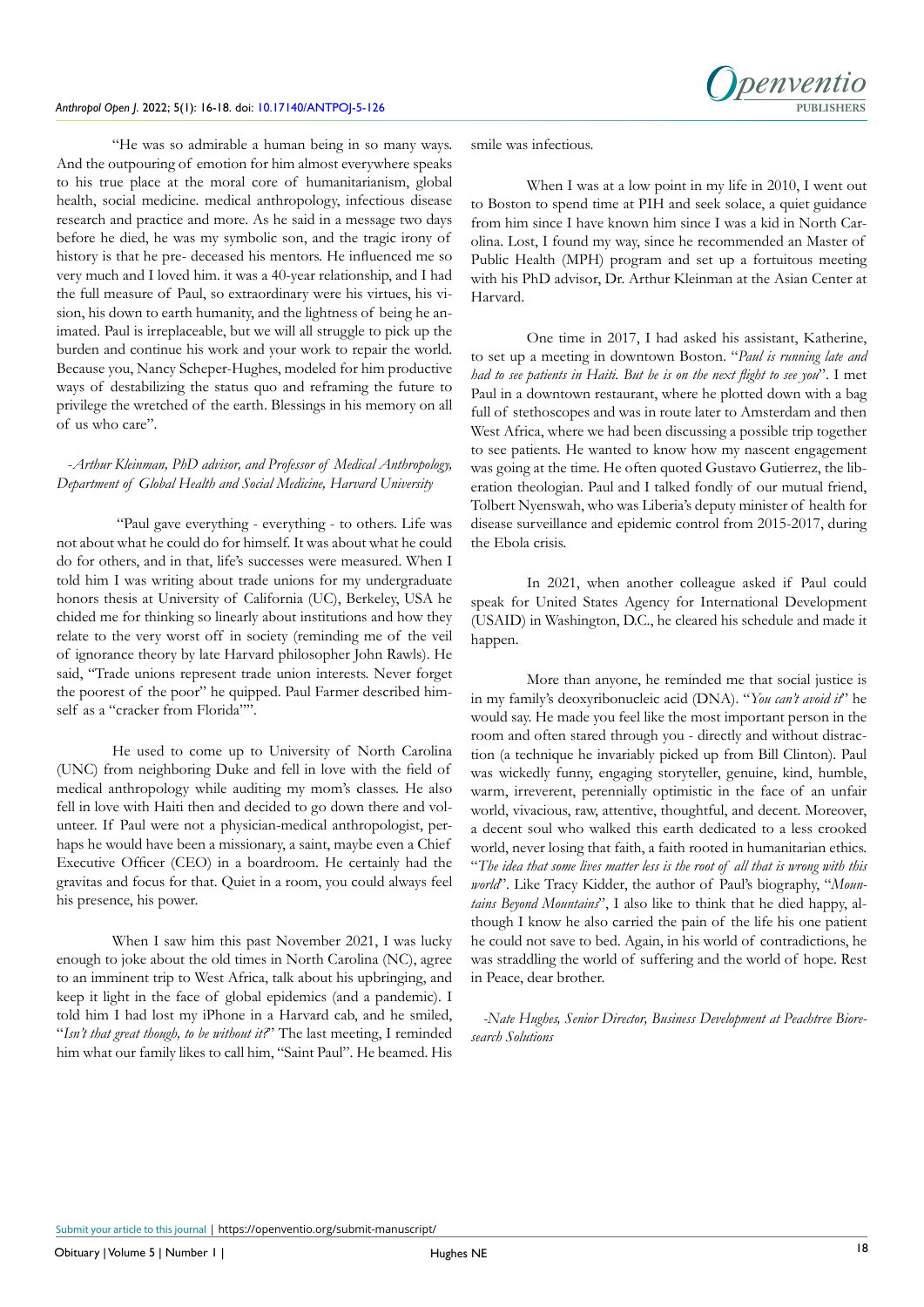"He was so admirable a human being in so many ways. And the outpouring of emotion for him almost everywhere speaks to his true place at the moral core of humanitarianism, global health, social medicine. medical anthropology, infectious disease research and practice and more. As he said in a message two days before he died, he was my symbolic son, and the tragic irony of history is that he pre- deceased his mentors. He influenced me so very much and I loved him. it was a 40-year relationship, and I had the full measure of Paul, so extraordinary were his virtues, his vision, his down to earth humanity, and the lightness of being he animated. Paul is irreplaceable, but we will all struggle to pick up the burden and continue his work and your work to repair the world. Because you, Nancy Scheper-Hughes, modeled for him productive ways of destabilizing the status quo and reframing the future to privilege the wretched of the earth. Blessings in his memory on all of us who care".

*-Arthur Kleinman, PhD advisor, and Professor of Medical Anthropology, Department of Global Health and Social Medicine, Harvard University*

"Paul gave everything - everything - to others. Life was not about what he could do for himself. It was about what he could do for others, and in that, life's successes were measured. When I told him I was writing about trade unions for my undergraduate honors thesis at University of California (UC), Berkeley, USA he chided me for thinking so linearly about institutions and how they relate to the very worst off in society (reminding me of the veil of ignorance theory by late Harvard philosopher John Rawls). He said, "Trade unions represent trade union interests. Never forget the poorest of the poor" he quipped. Paul Farmer described himself as a "cracker from Florida"".

He used to come up to University of North Carolina (UNC) from neighboring Duke and fell in love with the field of medical anthropology while auditing my mom's classes. He also fell in love with Haiti then and decided to go down there and volunteer. If Paul were not a physician-medical anthropologist, perhaps he would have been a missionary, a saint, maybe even a Chief Executive Officer (CEO) in a boardroom. He certainly had the gravitas and focus for that. Quiet in a room, you could always feel his presence, his power.

When I saw him this past November 2021, I was lucky enough to joke about the old times in North Carolina (NC), agree to an imminent trip to West Africa, talk about his upbringing, and keep it light in the face of global epidemics (and a pandemic). I told him I had lost my iPhone in a Harvard cab, and he smiled, "*Isn't that great though, to be without it?*" The last meeting, I reminded him what our family likes to call him, "Saint Paul". He beamed. His smile was infectious.

When I was at a low point in my life in 2010, I went out to Boston to spend time at PIH and seek solace, a quiet guidance from him since I have known him since I was a kid in North Carolina. Lost, I found my way, since he recommended an Master of Public Health (MPH) program and set up a fortuitous meeting with his PhD advisor, Dr. Arthur Kleinman at the Asian Center at Harvard.

One time in 2017, I had asked his assistant, Katherine, to set up a meeting in downtown Boston. "*Paul is running late and had to see patients in Haiti. But he is on the next flight to see you*". I met Paul in a downtown restaurant, where he plotted down with a bag full of stethoscopes and was in route later to Amsterdam and then West Africa, where we had been discussing a possible trip together to see patients. He wanted to know how my nascent engagement was going at the time. He often quoted Gustavo Gutierrez, the liberation theologian. Paul and I talked fondly of our mutual friend, Tolbert Nyenswah, who was Liberia's deputy minister of health for disease surveillance and epidemic control from 2015-2017, during the Ebola crisis.

In 2021, when another colleague asked if Paul could speak for United States Agency for International Development (USAID) in Washington, D.C., he cleared his schedule and made it happen.

More than anyone, he reminded me that social justice is in my family's deoxyribonucleic acid (DNA). "*You can't avoid it*" he would say. He made you feel like the most important person in the room and often stared through you - directly and without distraction (a technique he invariably picked up from Bill Clinton). Paul was wickedly funny, engaging storyteller, genuine, kind, humble, warm, irreverent, perennially optimistic in the face of an unfair world, vivacious, raw, attentive, thoughtful, and decent. Moreover, a decent soul who walked this earth dedicated to a less crooked world, never losing that faith, a faith rooted in humanitarian ethics. "*The idea that some lives matter less is the root of all that is wrong with this world*". Like Tracy Kidder, the author of Paul's biography, "*Mountains Beyond Mountains*", I also like to think that he died happy, although I know he also carried the pain of the life his one patient he could not save to bed. Again, in his world of contradictions, he was straddling the world of suffering and the world of hope. Rest in Peace, dear brother.

*-Nate Hughes, Senior Director, Business Development at Peachtree Bioresearch Solutions*